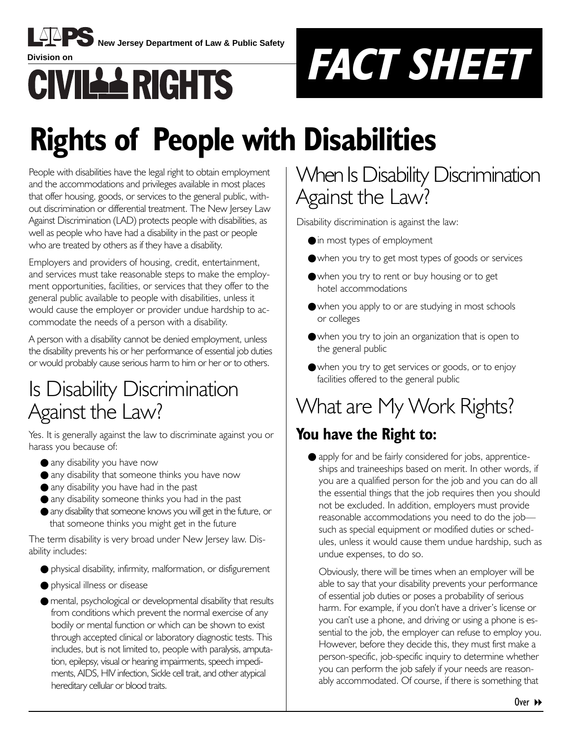**New Jersey Department of Law & Public Safety**

**Division on**

# CIVIL RIGHTS

# FACT SHEET

# Rights of People with Disabilities

People with disabilities have the legal right to obtain employment and the accommodations and privileges available in most places that offer housing, goods, or services to the general public, without discrimination or differential treatment. The New Jersey Law Against Discrimination (LAD) protects people with disabilities, as well as people who have had a disability in the past or people who are treated by others as if they have a disability.

Employers and providers of housing, credit, entertainment, and services must take reasonable steps to make the employment opportunities, facilities, or services that they offer to the general public available to people with disabilities, unless it would cause the employer or provider undue hardship to accommodate the needs of a person with a disability.

A person with a disability cannot be denied employment, unless the disability prevents his or her performance of essential job duties or would probably cause serious harm to him or her or to others.

## Is Disability Discrimination Against the Law?

Yes. It is generally against the law to discriminate against you or harass you because of:

- any disability you have now
- any disability that someone thinks you have now
- any disability you have had in the past
- any disability someone thinks you had in the past
- any disability that someone knows you will get in the future, or that someone thinks you might get in the future

The term disability is very broad under New Jersey law. Disability includes:

- physical disability, infirmity, malformation, or disfigurement
- physical illness or disease
- mental, psychological or developmental disability that results from conditions which prevent the normal exercise of any bodily or mental function or which can be shown to exist through accepted clinical or laboratory diagnostic tests. This includes, but is not limited to, people with paralysis, amputation, epilepsy, visual or hearing impairments, speech impediments, AIDS, HIV infection, Sickle cell trait, and other atypical hereditary cellular or blood traits.

## When Is Disability Discrimination Against the Law?

Disability discrimination is against the law:

- in most types of employment
- when you try to get most types of goods or services
- when you try to rent or buy housing or to get hotel accommodations
- when you apply to or are studying in most schools or colleges
- when you try to join an organization that is open to the general public
- when you try to get services or goods, or to enjoy facilities offered to the general public

## What are My Work Rights?

### You have the Right to:

- apply for and be fairly considered for jobs, apprenticeships and traineeships based on merit. In other words, if you are a qualified person for the job and you can do all the essential things that the job requires then you should not be excluded. In addition, employers must provide reasonable accommodations you need to do the job—such as special equipment or modified duties or schedules, unless it would cause them undue hardship, such as undue expenses, to do so.

  Obviously, there will be times when an employer will be able to say that your disability prevents your performance of essential job duties or poses a probability of serious harm. For example, if you don't have a driver's license or you can't use a phone, and driving or using a phone is essential to the job, the employer can refuse to employ you. However, before they decide this, they must first make a person-specific, job-specific inquiry to determine whether you can perform the job safely if your needs are reasonably accommodated. Of course, if there is something that

Over ▸▸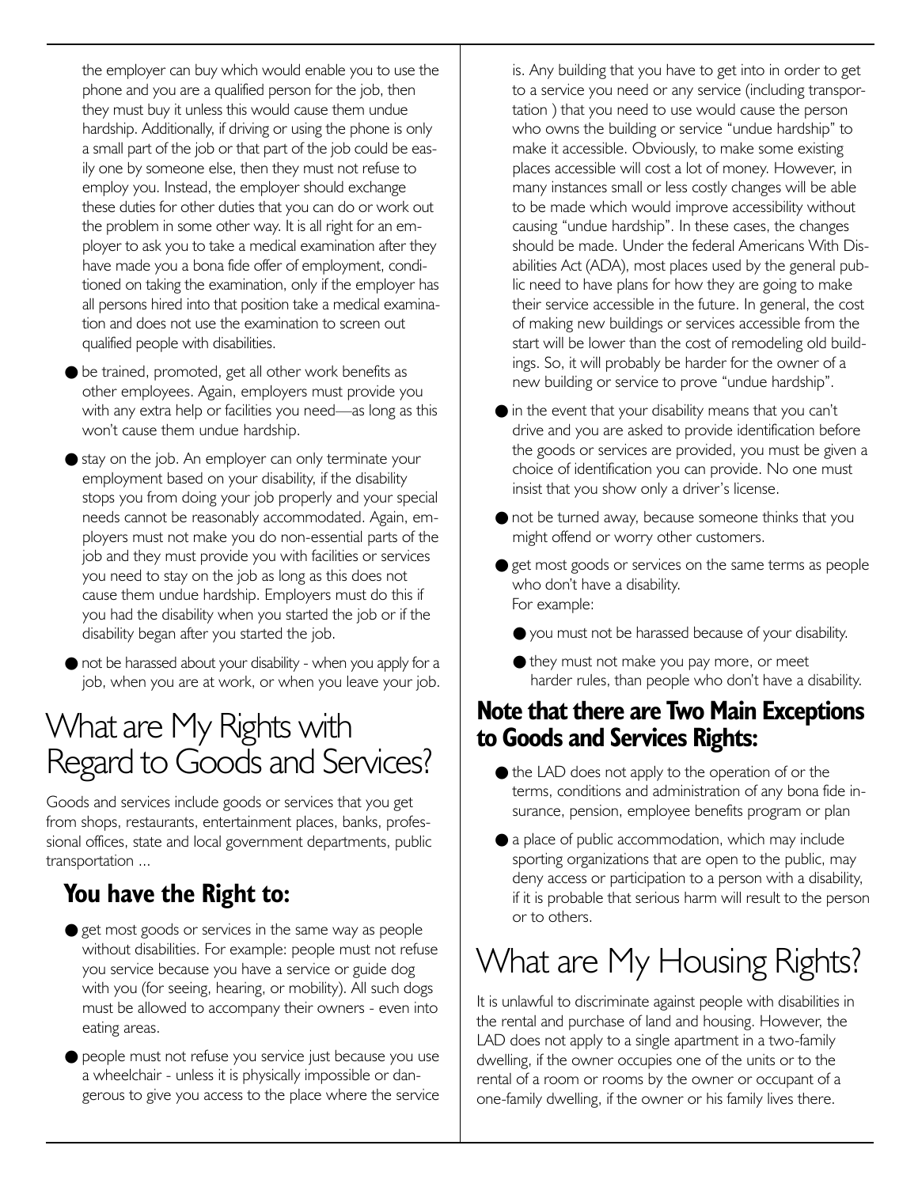the employer can buy which would enable you to use the phone and you are a qualified person for the job, then they must buy it unless this would cause them undue hardship. Additionally, if driving or using the phone is only a small part of the job or that part of the job could be easily one by someone else, then they must not refuse to employ you. Instead, the employer should exchange these duties for other duties that you can do or work out the problem in some other way. It is all right for an employer to ask you to take a medical examination after they have made you a bona fide offer of employment, conditioned on taking the examination, only if the employer has all persons hired into that position take a medical examination and does not use the examination to screen out qualified people with disabilities.

- be trained, promoted, get all other work benefits as other employees. Again, employers must provide you with any extra help or facilities you need—as long as this won't cause them undue hardship.
- stay on the job. An employer can only terminate your employment based on your disability, if the disability stops you from doing your job properly and your special needs cannot be reasonably accommodated. Again, employers must not make you do non-essential parts of the job and they must provide you with facilities or services you need to stay on the job as long as this does not cause them undue hardship. Employers must do this if you had the disability when you started the job or if the disability began after you started the job.
- not be harassed about your disability - when you apply for a job, when you are at work, or when you leave your job.

# What are My Rights with Regard to Goods and Services?

Goods and services include goods or services that you get from shops, restaurants, entertainment places, banks, professional offices, state and local government departments, public transportation ...

## You have the Right to:

- get most goods or services in the same way as people without disabilities. For example: people must not refuse you service because you have a service or guide dog with you (for seeing, hearing, or mobility). All such dogs must be allowed to accompany their owners - even into eating areas.
- people must not refuse you service just because you use a wheelchair - unless it is physically impossible or dangerous to give you access to the place where the service is. Any building that you have to get into in order to get to a service you need or any service (including transportation ) that you need to use would cause the person who owns the building or service "undue hardship" to make it accessible. Obviously, to make some existing places accessible will cost a lot of money. However, in many instances small or less costly changes will be able to be made which would improve accessibility without causing "undue hardship". In these cases, the changes should be made. Under the federal Americans With Disabilities Act (ADA), most places used by the general public need to have plans for how they are going to make their service accessible in the future. In general, the cost of making new buildings or services accessible from the start will be lower than the cost of remodeling old buildings. So, it will probably be harder for the owner of a new building or service to prove "undue hardship".
- in the event that your disability means that you can't drive and you are asked to provide identification before the goods or services are provided, you must be given a choice of identification you can provide. No one must insist that you show only a driver's license.
- not be turned away, because someone thinks that you might offend or worry other customers.
- get most goods or services on the same terms as people who don't have a disability.
  For example:
  - you must not be harassed because of your disability.
  - they must not make you pay more, or meet harder rules, than people who don't have a disability.

## Note that there are Two Main Exceptions to Goods and Services Rights:

- the LAD does not apply to the operation of or the terms, conditions and administration of any bona fide insurance, pension, employee benefits program or plan
- a place of public accommodation, which may include sporting organizations that are open to the public, may deny access or participation to a person with a disability, if it is probable that serious harm will result to the person or to others.

# What are My Housing Rights?

It is unlawful to discriminate against people with disabilities in the rental and purchase of land and housing. However, the LAD does not apply to a single apartment in a two-family dwelling, if the owner occupies one of the units or to the rental of a room or rooms by the owner or occupant of a one-family dwelling, if the owner or his family lives there.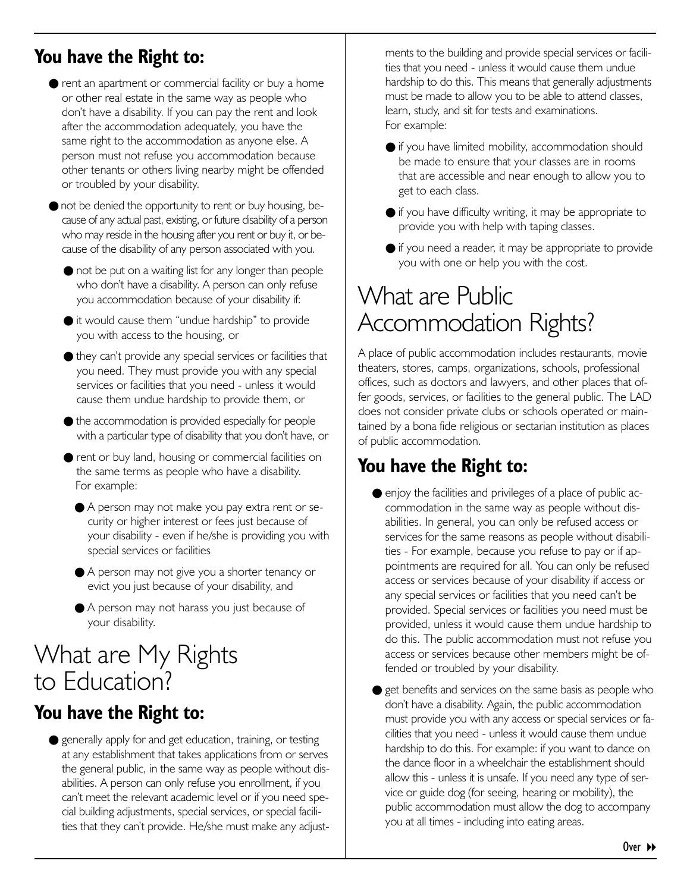## You have the Right to:

- rent an apartment or commercial facility or buy a home or other real estate in the same way as people who don't have a disability. If you can pay the rent and look after the accommodation adequately, you have the same right to the accommodation as anyone else. A person must not refuse you accommodation because other tenants or others living nearby might be offended or troubled by your disability.
- not be denied the opportunity to rent or buy housing, because of any actual past, existing, or future disability of a person who may reside in the housing after you rent or buy it, or because of the disability of any person associated with you.
  - not be put on a waiting list for any longer than people who don't have a disability. A person can only refuse you accommodation because of your disability if:
  - it would cause them "undue hardship" to provide you with access to the housing, or
  - they can't provide any special services or facilities that you need. They must provide you with any special services or facilities that you need - unless it would cause them undue hardship to provide them, or
  - the accommodation is provided especially for people with a particular type of disability that you don't have, or
  - rent or buy land, housing or commercial facilities on the same terms as people who have a disability. For example:
    - A person may not make you pay extra rent or security or higher interest or fees just because of your disability - even if he/she is providing you with special services or facilities
    - A person may not give you a shorter tenancy or evict you just because of your disability, and
    - A person may not harass you just because of your disability.

# What are My Rights to Education?

## You have the Right to:

- generally apply for and get education, training, or testing at any establishment that takes applications from or serves the general public, in the same way as people without disabilities. A person can only refuse you enrollment, if you can't meet the relevant academic level or if you need special building adjustments, special services, or special facilities that they can't provide. He/she must make any adjustments to the building and provide special services or facilities that you need - unless it would cause them undue hardship to do this. This means that generally adjustments must be made to allow you to be able to attend classes, learn, study, and sit for tests and examinations. For example:
  - if you have limited mobility, accommodation should be made to ensure that your classes are in rooms that are accessible and near enough to allow you to get to each class.
  - if you have difficulty writing, it may be appropriate to provide you with help with taping classes.
  - if you need a reader, it may be appropriate to provide you with one or help you with the cost.

# What are Public Accommodation Rights?

A place of public accommodation includes restaurants, movie theaters, stores, camps, organizations, schools, professional offices, such as doctors and lawyers, and other places that offer goods, services, or facilities to the general public. The LAD does not consider private clubs or schools operated or maintained by a bona fide religious or sectarian institution as places of public accommodation.

## You have the Right to:

- enjoy the facilities and privileges of a place of public accommodation in the same way as people without disabilities. In general, you can only be refused access or services for the same reasons as people without disabilities - For example, because you refuse to pay or if appointments are required for all. You can only be refused access or services because of your disability if access or any special services or facilities that you need can't be provided. Special services or facilities you need must be provided, unless it would cause them undue hardship to do this. The public accommodation must not refuse you access or services because other members might be offended or troubled by your disability.
- get benefits and services on the same basis as people who don't have a disability. Again, the public accommodation must provide you with any access or special services or facilities that you need - unless it would cause them undue hardship to do this. For example: if you want to dance on the dance floor in a wheelchair the establishment should allow this - unless it is unsafe. If you need any type of service or guide dog (for seeing, hearing or mobility), the public accommodation must allow the dog to accompany you at all times - including into eating areas.

Over ▸▸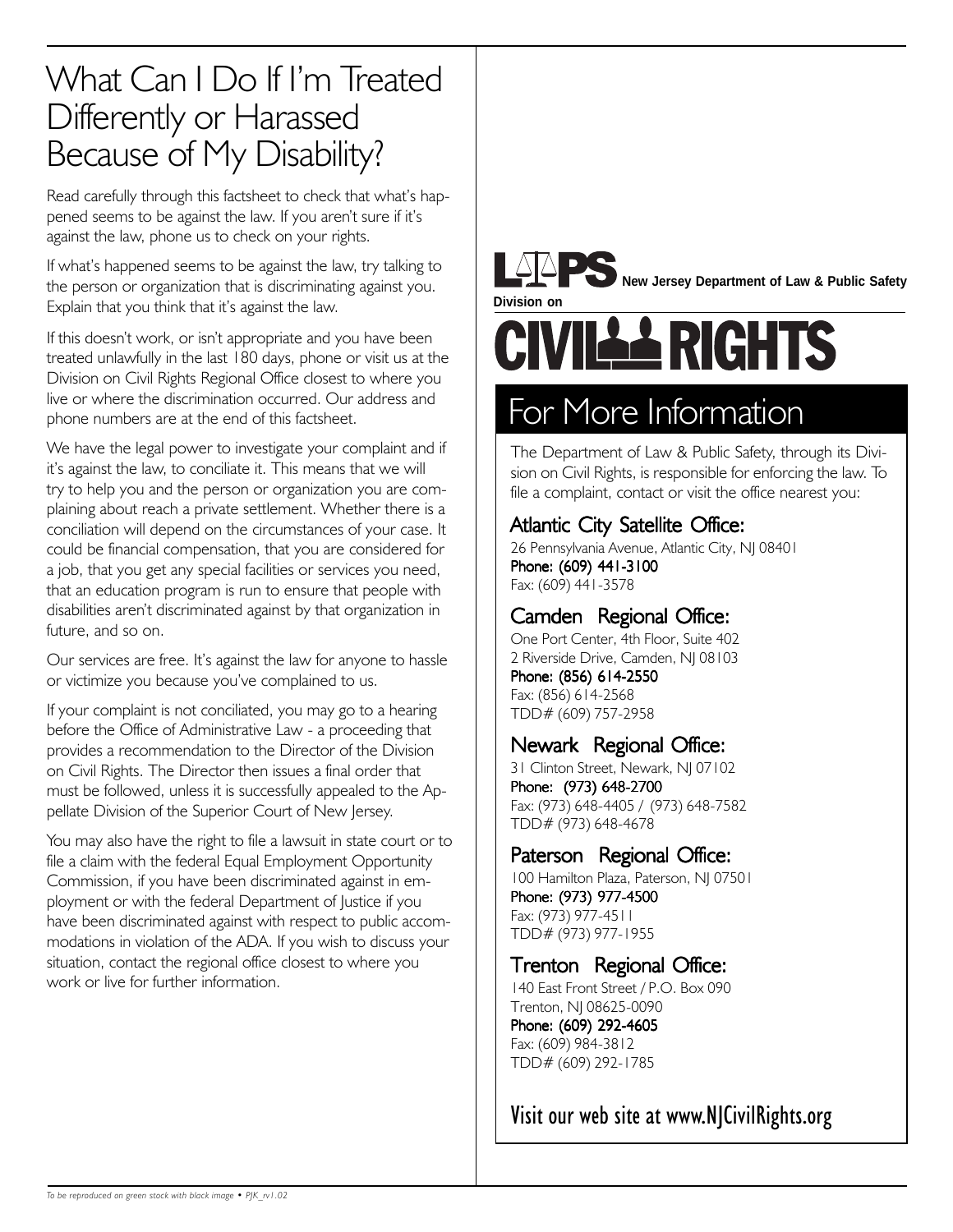# What Can I Do If I'm Treated Differently or Harassed Because of My Disability?

Read carefully through this factsheet to check that what's happened seems to be against the law. If you aren't sure if it's against the law, phone us to check on your rights.

If what's happened seems to be against the law, try talking to the person or organization that is discriminating against you. Explain that you think that it's against the law.

If this doesn't work, or isn't appropriate and you have been treated unlawfully in the last 180 days, phone or visit us at the Division on Civil Rights Regional Office closest to where you live or where the discrimination occurred. Our address and phone numbers are at the end of this factsheet.

We have the legal power to investigate your complaint and if it's against the law, to conciliate it. This means that we will try to help you and the person or organization you are complaining about reach a private settlement. Whether there is a conciliation will depend on the circumstances of your case. It could be financial compensation, that you are considered for a job, that you get any special facilities or services you need, that an education program is run to ensure that people with disabilities aren't discriminated against by that organization in future, and so on.

Our services are free. It's against the law for anyone to hassle or victimize you because you've complained to us.

If your complaint is not conciliated, you may go to a hearing before the Office of Administrative Law - a proceeding that provides a recommendation to the Director of the Division on Civil Rights. The Director then issues a final order that must be followed, unless it is successfully appealed to the Appellate Division of the Superior Court of New Jersey.

You may also have the right to file a lawsuit in state court or to file a claim with the federal Equal Employment Opportunity Commission, if you have been discriminated against in employment or with the federal Department of Justice if you have been discriminated against with respect to public accommodations in violation of the ADA. If you wish to discuss your situation, contact the regional office closest to where you work or live for further information.

**LPS** New Jersey Department of Law & Public Safety

Division on

**CIVIL RIGHTS**

## For More Information

The Department of Law & Public Safety, through its Division on Civil Rights, is responsible for enforcing the law. To file a complaint, contact or visit the office nearest you:

### Atlantic City Satellite Office:

26 Pennsylvania Avenue, Atlantic City, NJ 08401
Phone: (609) 441-3100
Fax: (609) 441-3578

### Camden Regional Office:

One Port Center, 4th Floor, Suite 402
2 Riverside Drive, Camden, NJ 08103
Phone: (856) 614-2550
Fax: (856) 614-2568
TDD# (609) 757-2958

### Newark Regional Office:

31 Clinton Street, Newark, NJ 07102
Phone: (973) 648-2700
Fax: (973) 648-4405 / (973) 648-7582
TDD# (973) 648-4678

### Paterson Regional Office:

100 Hamilton Plaza, Paterson, NJ 07501
Phone: (973) 977-4500
Fax: (973) 977-4511
TDD# (973) 977-1955

### Trenton Regional Office:

140 East Front Street / P.O. Box 090
Trenton, NJ 08625-0090
Phone: (609) 292-4605
Fax: (609) 984-3812
TDD# (609) 292-1785

Visit our web site at www.NJCivilRights.org

*To be reproduced on green stock with black image • PJK_rv1.02*